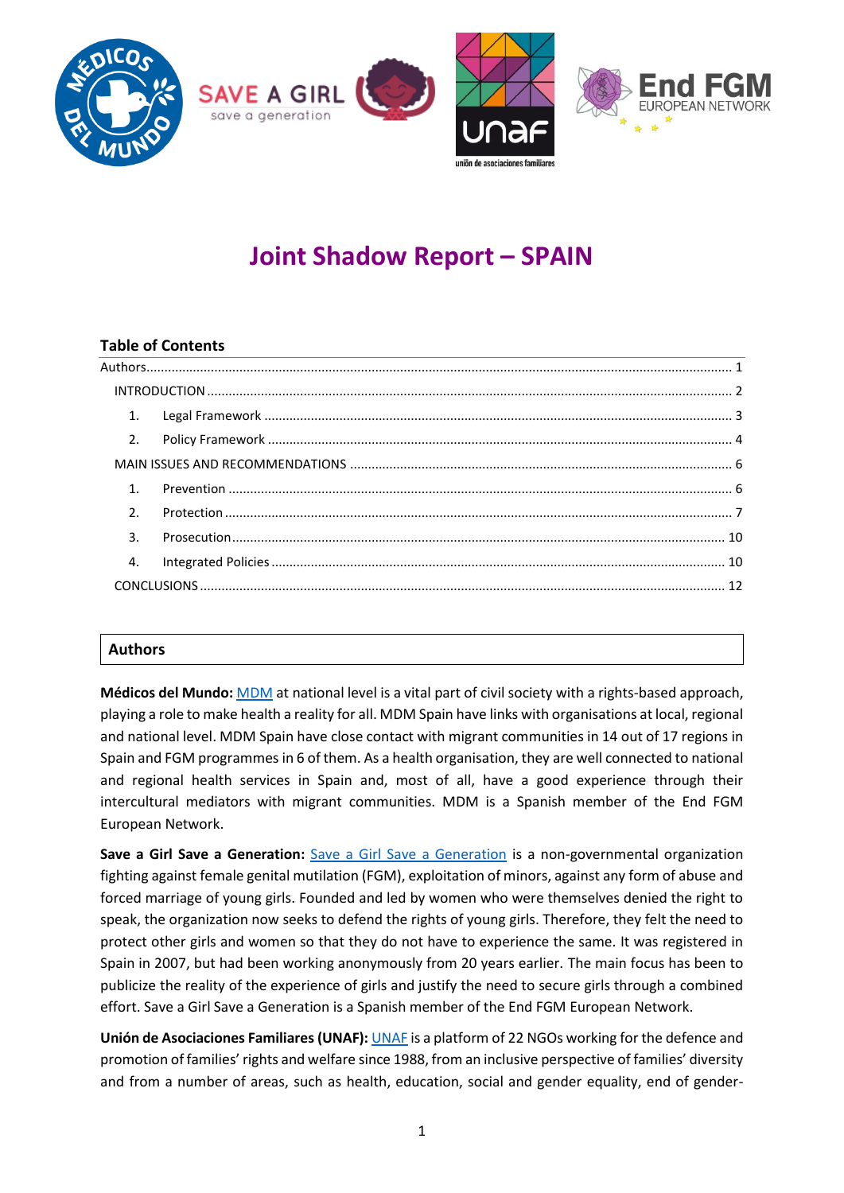# Joint Shadow Report – SPAIN

## Table of Contents

Authors ........ 1

INTRODUCTION ........ 2

1. Legal Framework ........ 3
2. Policy Framework ........ 4

MAIN ISSUES AND RECOMMENDATIONS ........ 6

1. Prevention ........ 6
2. Protection ........ 7
3. Prosecution ........ 10
4. Integrated Policies ........ 10

CONCLUSIONS ........ 12

## Authors

**Médicos del Mundo:** MDM at national level is a vital part of civil society with a rights-based approach, playing a role to make health a reality for all. MDM Spain have links with organisations at local, regional and national level. MDM Spain have close contact with migrant communities in 14 out of 17 regions in Spain and FGM programmes in 6 of them. As a health organisation, they are well connected to national and regional health services in Spain and, most of all, have a good experience through their intercultural mediators with migrant communities. MDM is a Spanish member of the End FGM European Network.

**Save a Girl Save a Generation:** Save a Girl Save a Generation is a non-governmental organization fighting against female genital mutilation (FGM), exploitation of minors, against any form of abuse and forced marriage of young girls. Founded and led by women who were themselves denied the right to speak, the organization now seeks to defend the rights of young girls. Therefore, they felt the need to protect other girls and women so that they do not have to experience the same. It was registered in Spain in 2007, but had been working anonymously from 20 years earlier. The main focus has been to publicize the reality of the experience of girls and justify the need to secure girls through a combined effort. Save a Girl Save a Generation is a Spanish member of the End FGM European Network.

**Unión de Asociaciones Familiares (UNAF):** UNAF is a platform of 22 NGOs working for the defence and promotion of families' rights and welfare since 1988, from an inclusive perspective of families' diversity and from a number of areas, such as health, education, social and gender equality, end of gender-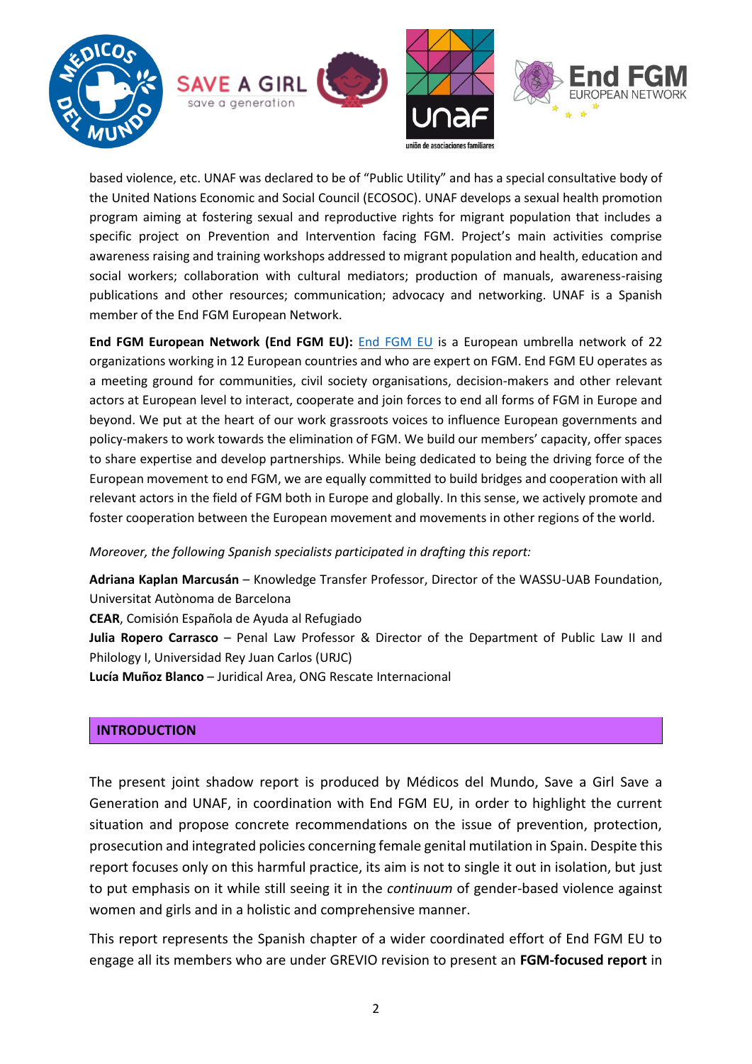based violence, etc. UNAF was declared to be of "Public Utility" and has a special consultative body of the United Nations Economic and Social Council (ECOSOC). UNAF develops a sexual health promotion program aiming at fostering sexual and reproductive rights for migrant population that includes a specific project on Prevention and Intervention facing FGM. Project's main activities comprise awareness raising and training workshops addressed to migrant population and health, education and social workers; collaboration with cultural mediators; production of manuals, awareness-raising publications and other resources; communication; advocacy and networking. UNAF is a Spanish member of the End FGM European Network.

**End FGM European Network (End FGM EU):** End FGM EU is a European umbrella network of 22 organizations working in 12 European countries and who are expert on FGM. End FGM EU operates as a meeting ground for communities, civil society organisations, decision-makers and other relevant actors at European level to interact, cooperate and join forces to end all forms of FGM in Europe and beyond. We put at the heart of our work grassroots voices to influence European governments and policy-makers to work towards the elimination of FGM. We build our members' capacity, offer spaces to share expertise and develop partnerships. While being dedicated to being the driving force of the European movement to end FGM, we are equally committed to build bridges and cooperation with all relevant actors in the field of FGM both in Europe and globally. In this sense, we actively promote and foster cooperation between the European movement and movements in other regions of the world.

*Moreover, the following Spanish specialists participated in drafting this report:*

**Adriana Kaplan Marcusán** – Knowledge Transfer Professor, Director of the WASSU-UAB Foundation, Universitat Autònoma de Barcelona
**CEAR**, Comisión Española de Ayuda al Refugiado
**Julia Ropero Carrasco** – Penal Law Professor & Director of the Department of Public Law II and Philology I, Universidad Rey Juan Carlos (URJC)
**Lucía Muñoz Blanco** – Juridical Area, ONG Rescate Internacional

## INTRODUCTION

The present joint shadow report is produced by Médicos del Mundo, Save a Girl Save a Generation and UNAF, in coordination with End FGM EU, in order to highlight the current situation and propose concrete recommendations on the issue of prevention, protection, prosecution and integrated policies concerning female genital mutilation in Spain. Despite this report focuses only on this harmful practice, its aim is not to single it out in isolation, but just to put emphasis on it while still seeing it in the *continuum* of gender-based violence against women and girls and in a holistic and comprehensive manner.

This report represents the Spanish chapter of a wider coordinated effort of End FGM EU to engage all its members who are under GREVIO revision to present an **FGM-focused report** in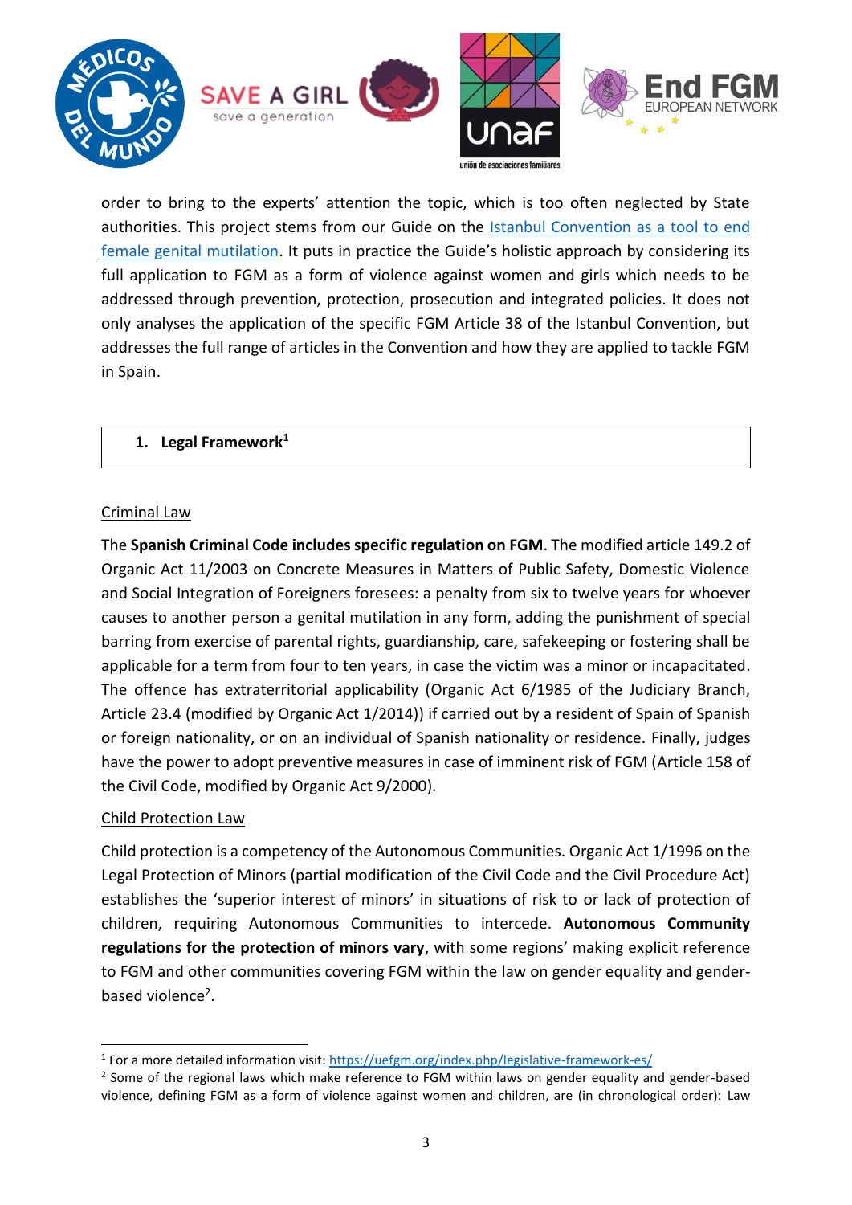order to bring to the experts' attention the topic, which is too often neglected by State authorities. This project stems from our Guide on the [Istanbul Convention as a tool to end female genital mutilation](). It puts in practice the Guide's holistic approach by considering its full application to FGM as a form of violence against women and girls which needs to be addressed through prevention, protection, prosecution and integrated policies. It does not only analyses the application of the specific FGM Article 38 of the Istanbul Convention, but addresses the full range of articles in the Convention and how they are applied to tackle FGM in Spain.

## 1. Legal Framework[1]

### Criminal Law

The **Spanish Criminal Code includes specific regulation on FGM**. The modified article 149.2 of Organic Act 11/2003 on Concrete Measures in Matters of Public Safety, Domestic Violence and Social Integration of Foreigners foresees: a penalty from six to twelve years for whoever causes to another person a genital mutilation in any form, adding the punishment of special barring from exercise of parental rights, guardianship, care, safekeeping or fostering shall be applicable for a term from four to ten years, in case the victim was a minor or incapacitated. The offence has extraterritorial applicability (Organic Act 6/1985 of the Judiciary Branch, Article 23.4 (modified by Organic Act 1/2014)) if carried out by a resident of Spain of Spanish or foreign nationality, or on an individual of Spanish nationality or residence. Finally, judges have the power to adopt preventive measures in case of imminent risk of FGM (Article 158 of the Civil Code, modified by Organic Act 9/2000).

### Child Protection Law

Child protection is a competency of the Autonomous Communities. Organic Act 1/1996 on the Legal Protection of Minors (partial modification of the Civil Code and the Civil Procedure Act) establishes the 'superior interest of minors' in situations of risk to or lack of protection of children, requiring Autonomous Communities to intercede. **Autonomous Community regulations for the protection of minors vary**, with some regions' making explicit reference to FGM and other communities covering FGM within the law on gender equality and gender-based violence[2].

---

[1] For a more detailed information visit: https://uefgm.org/index.php/legislative-framework-es/

[2] Some of the regional laws which make reference to FGM within laws on gender equality and gender-based violence, defining FGM as a form of violence against women and children, are (in chronological order): Law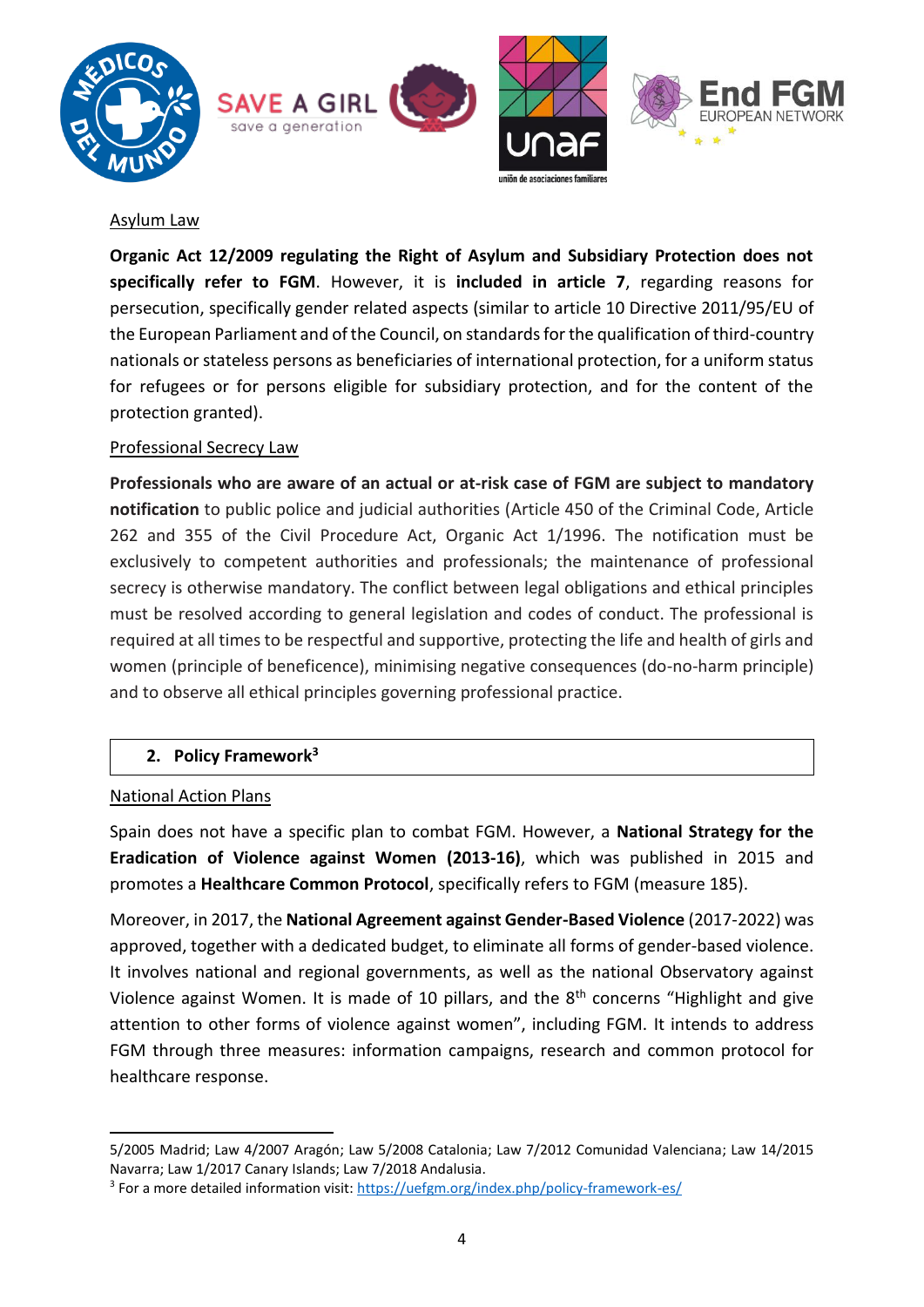Asylum Law

**Organic Act 12/2009 regulating the Right of Asylum and Subsidiary Protection does not specifically refer to FGM**. However, it is **included in article 7**, regarding reasons for persecution, specifically gender related aspects (similar to article 10 Directive 2011/95/EU of the European Parliament and of the Council, on standards for the qualification of third-country nationals or stateless persons as beneficiaries of international protection, for a uniform status for refugees or for persons eligible for subsidiary protection, and for the content of the protection granted).

Professional Secrecy Law

**Professionals who are aware of an actual or at-risk case of FGM are subject to mandatory notification** to public police and judicial authorities (Article 450 of the Criminal Code, Article 262 and 355 of the Civil Procedure Act, Organic Act 1/1996. The notification must be exclusively to competent authorities and professionals; the maintenance of professional secrecy is otherwise mandatory. The conflict between legal obligations and ethical principles must be resolved according to general legislation and codes of conduct. The professional is required at all times to be respectful and supportive, protecting the life and health of girls and women (principle of beneficence), minimising negative consequences (do-no-harm principle) and to observe all ethical principles governing professional practice.

## 2. Policy Framework[3]

National Action Plans

Spain does not have a specific plan to combat FGM. However, a **National Strategy for the Eradication of Violence against Women (2013-16)**, which was published in 2015 and promotes a **Healthcare Common Protocol**, specifically refers to FGM (measure 185).

Moreover, in 2017, the **National Agreement against Gender-Based Violence** (2017-2022) was approved, together with a dedicated budget, to eliminate all forms of gender-based violence. It involves national and regional governments, as well as the national Observatory against Violence against Women. It is made of 10 pillars, and the 8th concerns "Highlight and give attention to other forms of violence against women", including FGM. It intends to address FGM through three measures: information campaigns, research and common protocol for healthcare response.

---

5/2005 Madrid; Law 4/2007 Aragón; Law 5/2008 Catalonia; Law 7/2012 Comunidad Valenciana; Law 14/2015 Navarra; Law 1/2017 Canary Islands; Law 7/2018 Andalusia.

[3] For a more detailed information visit: https://uefgm.org/index.php/policy-framework-es/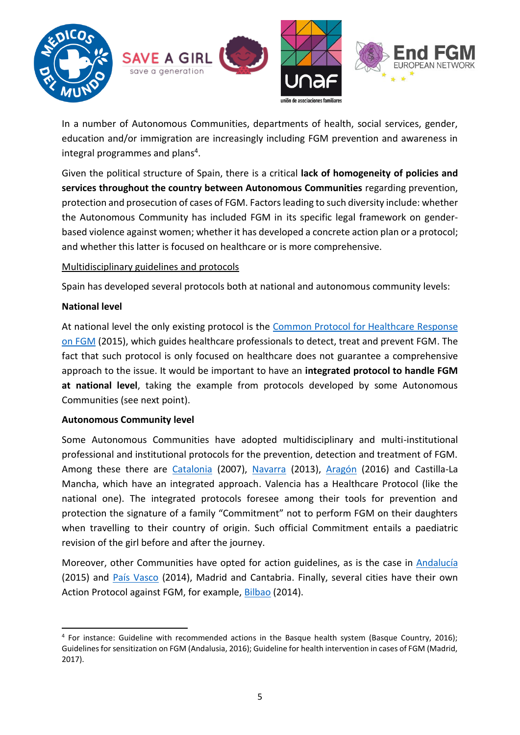In a number of Autonomous Communities, departments of health, social services, gender, education and/or immigration are increasingly including FGM prevention and awareness in integral programmes and plans[4].

Given the political structure of Spain, there is a critical **lack of homogeneity of policies and services throughout the country between Autonomous Communities** regarding prevention, protection and prosecution of cases of FGM. Factors leading to such diversity include: whether the Autonomous Community has included FGM in its specific legal framework on gender-based violence against women; whether it has developed a concrete action plan or a protocol; and whether this latter is focused on healthcare or is more comprehensive.

<u>Multidisciplinary guidelines and protocols</u>

Spain has developed several protocols both at national and autonomous community levels:

**National level**

At national level the only existing protocol is the Common Protocol for Healthcare Response on FGM (2015), which guides healthcare professionals to detect, treat and prevent FGM. The fact that such protocol is only focused on healthcare does not guarantee a comprehensive approach to the issue. It would be important to have an **integrated protocol to handle FGM at national level**, taking the example from protocols developed by some Autonomous Communities (see next point).

**Autonomous Community level**

Some Autonomous Communities have adopted multidisciplinary and multi-institutional professional and institutional protocols for the prevention, detection and treatment of FGM. Among these there are Catalonia (2007), Navarra (2013), Aragón (2016) and Castilla-La Mancha, which have an integrated approach. Valencia has a Healthcare Protocol (like the national one). The integrated protocols foresee among their tools for prevention and protection the signature of a family "Commitment" not to perform FGM on their daughters when travelling to their country of origin. Such official Commitment entails a paediatric revision of the girl before and after the journey.

Moreover, other Communities have opted for action guidelines, as is the case in Andalucía (2015) and País Vasco (2014), Madrid and Cantabria. Finally, several cities have their own Action Protocol against FGM, for example, Bilbao (2014).

---

[4] For instance: Guideline with recommended actions in the Basque health system (Basque Country, 2016); Guidelines for sensitization on FGM (Andalusia, 2016); Guideline for health intervention in cases of FGM (Madrid, 2017).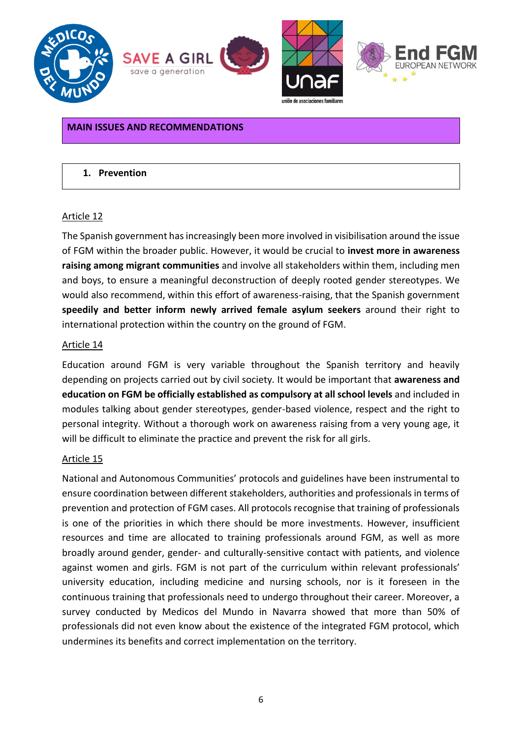## MAIN ISSUES AND RECOMMENDATIONS

### 1. Prevention

Article 12

The Spanish government has increasingly been more involved in visibilisation around the issue of FGM within the broader public. However, it would be crucial to **invest more in awareness raising among migrant communities** and involve all stakeholders within them, including men and boys, to ensure a meaningful deconstruction of deeply rooted gender stereotypes. We would also recommend, within this effort of awareness-raising, that the Spanish government **speedily and better inform newly arrived female asylum seekers** around their right to international protection within the country on the ground of FGM.

Article 14

Education around FGM is very variable throughout the Spanish territory and heavily depending on projects carried out by civil society. It would be important that **awareness and education on FGM be officially established as compulsory at all school levels** and included in modules talking about gender stereotypes, gender-based violence, respect and the right to personal integrity. Without a thorough work on awareness raising from a very young age, it will be difficult to eliminate the practice and prevent the risk for all girls.

Article 15

National and Autonomous Communities' protocols and guidelines have been instrumental to ensure coordination between different stakeholders, authorities and professionals in terms of prevention and protection of FGM cases. All protocols recognise that training of professionals is one of the priorities in which there should be more investments. However, insufficient resources and time are allocated to training professionals around FGM, as well as more broadly around gender, gender- and culturally-sensitive contact with patients, and violence against women and girls. FGM is not part of the curriculum within relevant professionals' university education, including medicine and nursing schools, nor is it foreseen in the continuous training that professionals need to undergo throughout their career. Moreover, a survey conducted by Medicos del Mundo in Navarra showed that more than 50% of professionals did not even know about the existence of the integrated FGM protocol, which undermines its benefits and correct implementation on the territory.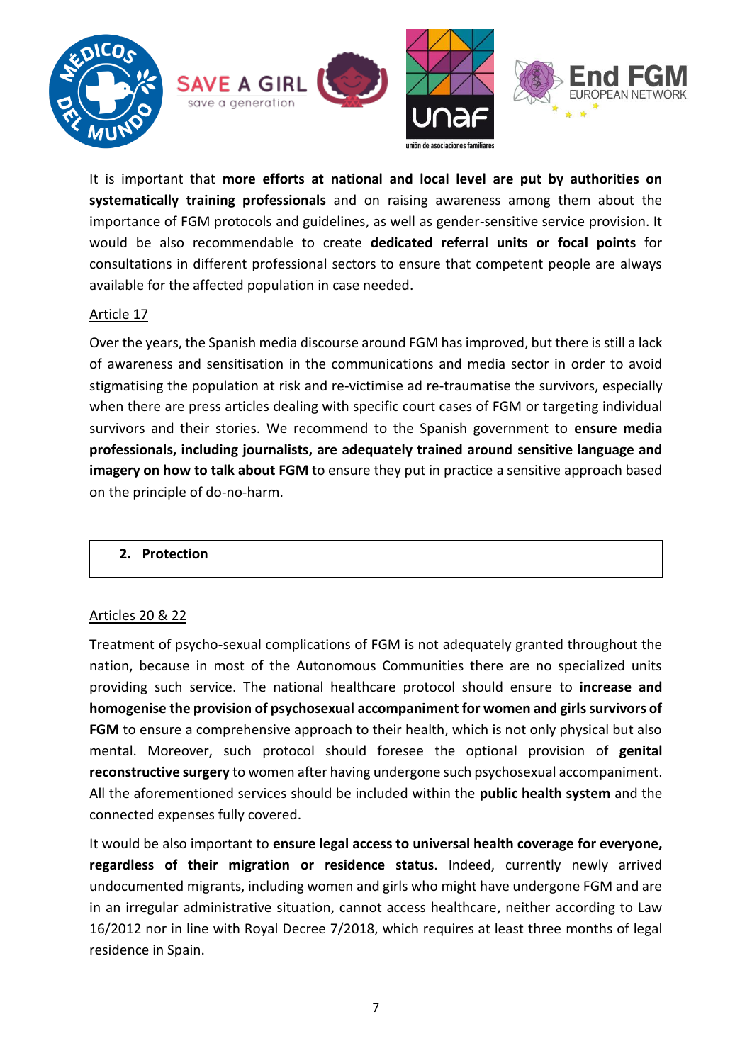It is important that **more efforts at national and local level are put by authorities on systematically training professionals** and on raising awareness among them about the importance of FGM protocols and guidelines, as well as gender-sensitive service provision. It would be also recommendable to create **dedicated referral units or focal points** for consultations in different professional sectors to ensure that competent people are always available for the affected population in case needed.

<u>Article 17</u>

Over the years, the Spanish media discourse around FGM has improved, but there is still a lack of awareness and sensitisation in the communications and media sector in order to avoid stigmatising the population at risk and re-victimise ad re-traumatise the survivors, especially when there are press articles dealing with specific court cases of FGM or targeting individual survivors and their stories. We recommend to the Spanish government to **ensure media professionals, including journalists, are adequately trained around sensitive language and imagery on how to talk about FGM** to ensure they put in practice a sensitive approach based on the principle of do-no-harm.

## 2. Protection

<u>Articles 20 & 22</u>

Treatment of psycho-sexual complications of FGM is not adequately granted throughout the nation, because in most of the Autonomous Communities there are no specialized units providing such service. The national healthcare protocol should ensure to **increase and homogenise the provision of psychosexual accompaniment for women and girls survivors of FGM** to ensure a comprehensive approach to their health, which is not only physical but also mental. Moreover, such protocol should foresee the optional provision of **genital reconstructive surgery** to women after having undergone such psychosexual accompaniment. All the aforementioned services should be included within the **public health system** and the connected expenses fully covered.

It would be also important to **ensure legal access to universal health coverage for everyone, regardless of their migration or residence status**. Indeed, currently newly arrived undocumented migrants, including women and girls who might have undergone FGM and are in an irregular administrative situation, cannot access healthcare, neither according to Law 16/2012 nor in line with Royal Decree 7/2018, which requires at least three months of legal residence in Spain.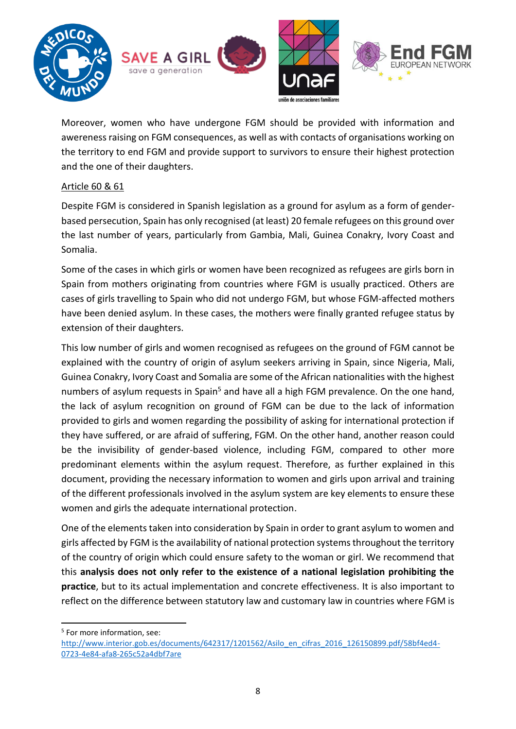Moreover, women who have undergone FGM should be provided with information and awereness raising on FGM consequences, as well as with contacts of organisations working on the territory to end FGM and provide support to survivors to ensure their highest protection and the one of their daughters.

Article 60 & 61

Despite FGM is considered in Spanish legislation as a ground for asylum as a form of gender-based persecution, Spain has only recognised (at least) 20 female refugees on this ground over the last number of years, particularly from Gambia, Mali, Guinea Conakry, Ivory Coast and Somalia.

Some of the cases in which girls or women have been recognized as refugees are girls born in Spain from mothers originating from countries where FGM is usually practiced. Others are cases of girls travelling to Spain who did not undergo FGM, but whose FGM-affected mothers have been denied asylum. In these cases, the mothers were finally granted refugee status by extension of their daughters.

This low number of girls and women recognised as refugees on the ground of FGM cannot be explained with the country of origin of asylum seekers arriving in Spain, since Nigeria, Mali, Guinea Conakry, Ivory Coast and Somalia are some of the African nationalities with the highest numbers of asylum requests in Spain[5] and have all a high FGM prevalence. On the one hand, the lack of asylum recognition on ground of FGM can be due to the lack of information provided to girls and women regarding the possibility of asking for international protection if they have suffered, or are afraid of suffering, FGM. On the other hand, another reason could be the invisibility of gender-based violence, including FGM, compared to other more predominant elements within the asylum request. Therefore, as further explained in this document, providing the necessary information to women and girls upon arrival and training of the different professionals involved in the asylum system are key elements to ensure these women and girls the adequate international protection.

One of the elements taken into consideration by Spain in order to grant asylum to women and girls affected by FGM is the availability of national protection systems throughout the territory of the country of origin which could ensure safety to the woman or girl. We recommend that this **analysis does not only refer to the existence of a national legislation prohibiting the practice**, but to its actual implementation and concrete effectiveness. It is also important to reflect on the difference between statutory law and customary law in countries where FGM is

[5] For more information, see: http://www.interior.gob.es/documents/642317/1201562/Asilo_en_cifras_2016_126150899.pdf/58bf4ed4-0723-4e84-afa8-265c52a4dbf7are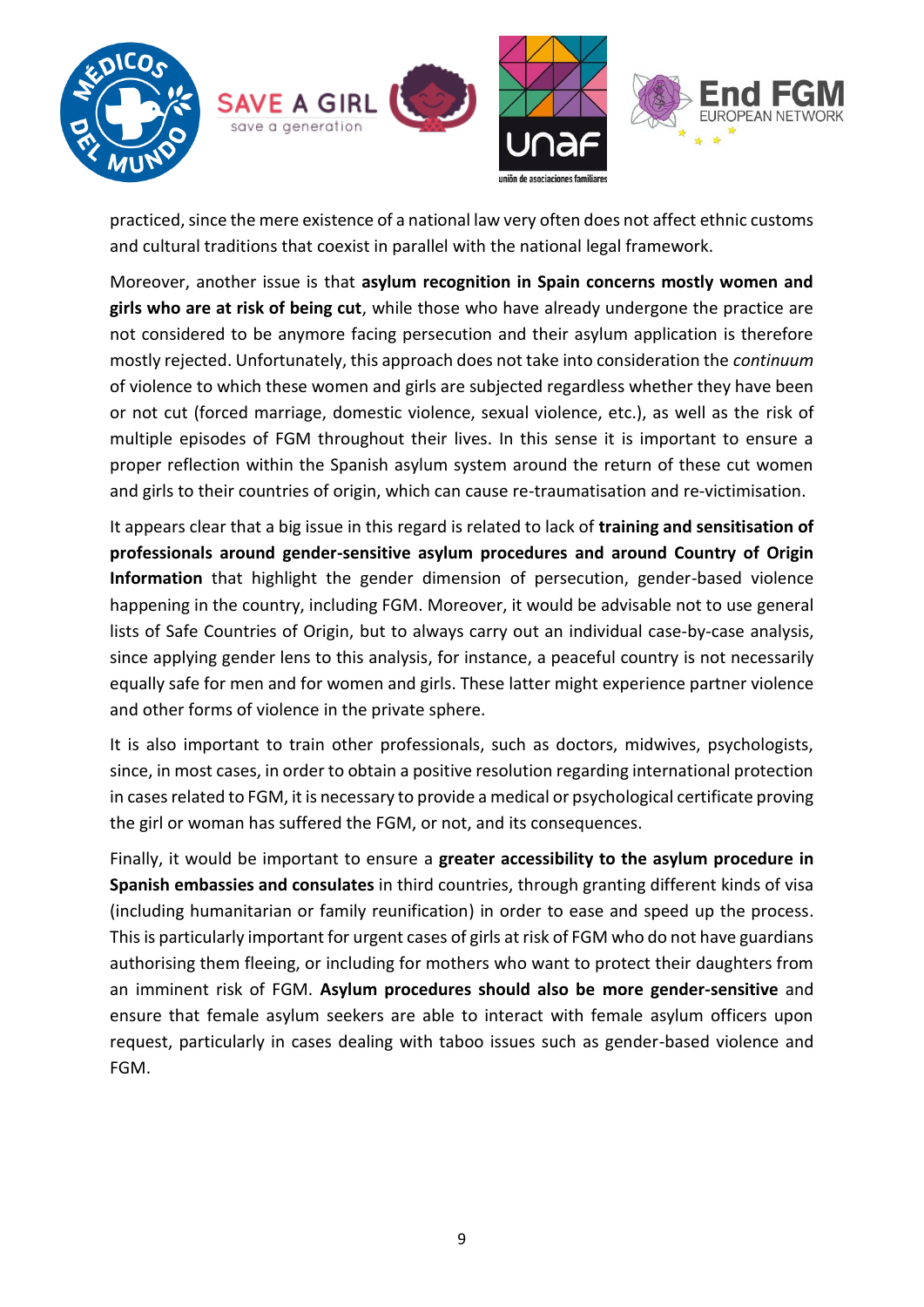practiced, since the mere existence of a national law very often does not affect ethnic customs and cultural traditions that coexist in parallel with the national legal framework.

Moreover, another issue is that **asylum recognition in Spain concerns mostly women and girls who are at risk of being cut**, while those who have already undergone the practice are not considered to be anymore facing persecution and their asylum application is therefore mostly rejected. Unfortunately, this approach does not take into consideration the *continuum* of violence to which these women and girls are subjected regardless whether they have been or not cut (forced marriage, domestic violence, sexual violence, etc.), as well as the risk of multiple episodes of FGM throughout their lives. In this sense it is important to ensure a proper reflection within the Spanish asylum system around the return of these cut women and girls to their countries of origin, which can cause re-traumatisation and re-victimisation.

It appears clear that a big issue in this regard is related to lack of **training and sensitisation of professionals around gender-sensitive asylum procedures and around Country of Origin Information** that highlight the gender dimension of persecution, gender-based violence happening in the country, including FGM. Moreover, it would be advisable not to use general lists of Safe Countries of Origin, but to always carry out an individual case-by-case analysis, since applying gender lens to this analysis, for instance, a peaceful country is not necessarily equally safe for men and for women and girls. These latter might experience partner violence and other forms of violence in the private sphere.

It is also important to train other professionals, such as doctors, midwives, psychologists, since, in most cases, in order to obtain a positive resolution regarding international protection in cases related to FGM, it is necessary to provide a medical or psychological certificate proving the girl or woman has suffered the FGM, or not, and its consequences.

Finally, it would be important to ensure a **greater accessibility to the asylum procedure in Spanish embassies and consulates** in third countries, through granting different kinds of visa (including humanitarian or family reunification) in order to ease and speed up the process. This is particularly important for urgent cases of girls at risk of FGM who do not have guardians authorising them fleeing, or including for mothers who want to protect their daughters from an imminent risk of FGM. **Asylum procedures should also be more gender-sensitive** and ensure that female asylum seekers are able to interact with female asylum officers upon request, particularly in cases dealing with taboo issues such as gender-based violence and FGM.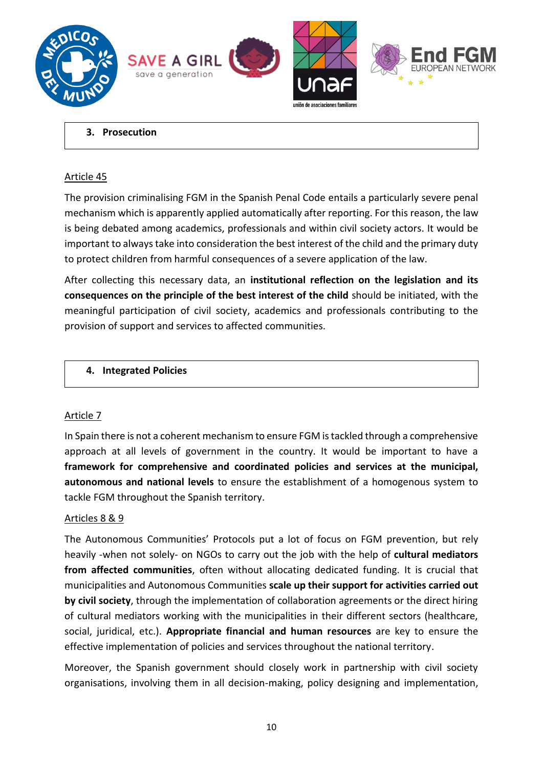### 3. Prosecution

Article 45

The provision criminalising FGM in the Spanish Penal Code entails a particularly severe penal mechanism which is apparently applied automatically after reporting. For this reason, the law is being debated among academics, professionals and within civil society actors. It would be important to always take into consideration the best interest of the child and the primary duty to protect children from harmful consequences of a severe application of the law.

After collecting this necessary data, an **institutional reflection on the legislation and its consequences on the principle of the best interest of the child** should be initiated, with the meaningful participation of civil society, academics and professionals contributing to the provision of support and services to affected communities.

### 4. Integrated Policies

Article 7

In Spain there is not a coherent mechanism to ensure FGM is tackled through a comprehensive approach at all levels of government in the country. It would be important to have a **framework for comprehensive and coordinated policies and services at the municipal, autonomous and national levels** to ensure the establishment of a homogenous system to tackle FGM throughout the Spanish territory.

Articles 8 & 9

The Autonomous Communities' Protocols put a lot of focus on FGM prevention, but rely heavily -when not solely- on NGOs to carry out the job with the help of **cultural mediators from affected communities**, often without allocating dedicated funding. It is crucial that municipalities and Autonomous Communities **scale up their support for activities carried out by civil society**, through the implementation of collaboration agreements or the direct hiring of cultural mediators working with the municipalities in their different sectors (healthcare, social, juridical, etc.). **Appropriate financial and human resources** are key to ensure the effective implementation of policies and services throughout the national territory.

Moreover, the Spanish government should closely work in partnership with civil society organisations, involving them in all decision-making, policy designing and implementation,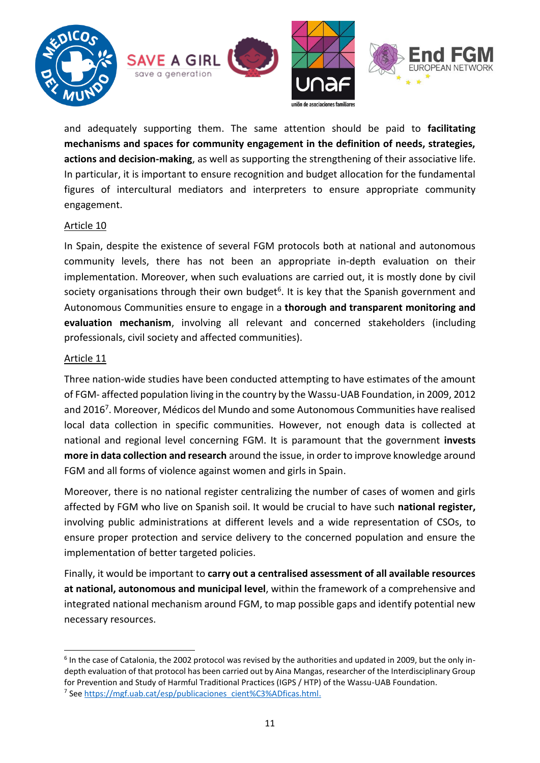and adequately supporting them. The same attention should be paid to **facilitating mechanisms and spaces for community engagement in the definition of needs, strategies, actions and decision-making**, as well as supporting the strengthening of their associative life. In particular, it is important to ensure recognition and budget allocation for the fundamental figures of intercultural mediators and interpreters to ensure appropriate community engagement.

Article 10

In Spain, despite the existence of several FGM protocols both at national and autonomous community levels, there has not been an appropriate in-depth evaluation on their implementation. Moreover, when such evaluations are carried out, it is mostly done by civil society organisations through their own budget[6]. It is key that the Spanish government and Autonomous Communities ensure to engage in a **thorough and transparent monitoring and evaluation mechanism**, involving all relevant and concerned stakeholders (including professionals, civil society and affected communities).

Article 11

Three nation-wide studies have been conducted attempting to have estimates of the amount of FGM- affected population living in the country by the Wassu-UAB Foundation, in 2009, 2012 and 2016[7]. Moreover, Médicos del Mundo and some Autonomous Communities have realised local data collection in specific communities. However, not enough data is collected at national and regional level concerning FGM. It is paramount that the government **invests more in data collection and research** around the issue, in order to improve knowledge around FGM and all forms of violence against women and girls in Spain.

Moreover, there is no national register centralizing the number of cases of women and girls affected by FGM who live on Spanish soil. It would be crucial to have such **national register,** involving public administrations at different levels and a wide representation of CSOs, to ensure proper protection and service delivery to the concerned population and ensure the implementation of better targeted policies.

Finally, it would be important to **carry out a centralised assessment of all available resources at national, autonomous and municipal level**, within the framework of a comprehensive and integrated national mechanism around FGM, to map possible gaps and identify potential new necessary resources.

---

[6] In the case of Catalonia, the 2002 protocol was revised by the authorities and updated in 2009, but the only in-depth evaluation of that protocol has been carried out by Aina Mangas, researcher of the Interdisciplinary Group for Prevention and Study of Harmful Traditional Practices (IGPS / HTP) of the Wassu-UAB Foundation.

[7] See https://mgf.uab.cat/esp/publicaciones_cient%C3%ADficas.html.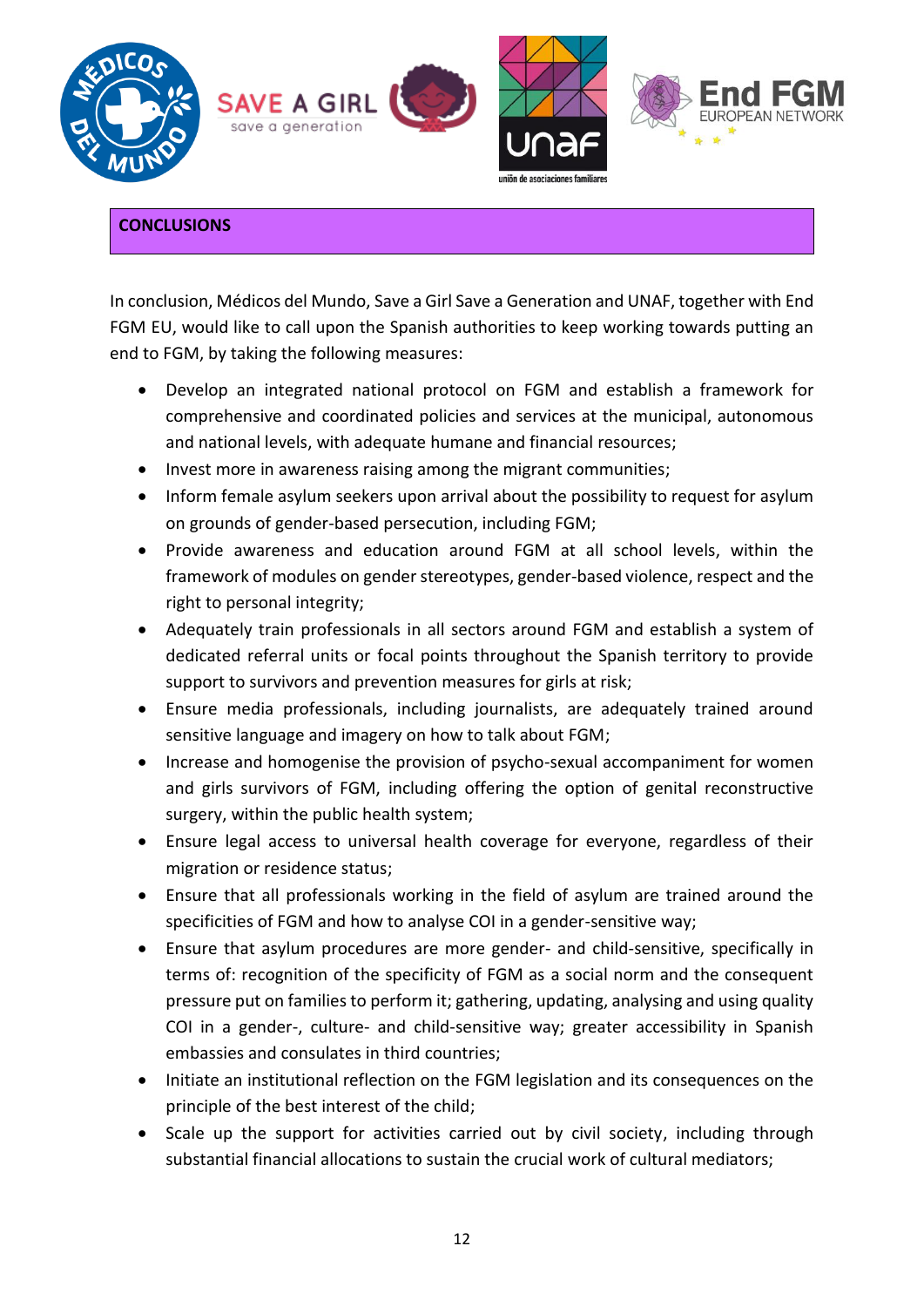## CONCLUSIONS

In conclusion, Médicos del Mundo, Save a Girl Save a Generation and UNAF, together with End FGM EU, would like to call upon the Spanish authorities to keep working towards putting an end to FGM, by taking the following measures:

- Develop an integrated national protocol on FGM and establish a framework for comprehensive and coordinated policies and services at the municipal, autonomous and national levels, with adequate humane and financial resources;
- Invest more in awareness raising among the migrant communities;
- Inform female asylum seekers upon arrival about the possibility to request for asylum on grounds of gender-based persecution, including FGM;
- Provide awareness and education around FGM at all school levels, within the framework of modules on gender stereotypes, gender-based violence, respect and the right to personal integrity;
- Adequately train professionals in all sectors around FGM and establish a system of dedicated referral units or focal points throughout the Spanish territory to provide support to survivors and prevention measures for girls at risk;
- Ensure media professionals, including journalists, are adequately trained around sensitive language and imagery on how to talk about FGM;
- Increase and homogenise the provision of psycho-sexual accompaniment for women and girls survivors of FGM, including offering the option of genital reconstructive surgery, within the public health system;
- Ensure legal access to universal health coverage for everyone, regardless of their migration or residence status;
- Ensure that all professionals working in the field of asylum are trained around the specificities of FGM and how to analyse COI in a gender-sensitive way;
- Ensure that asylum procedures are more gender- and child-sensitive, specifically in terms of: recognition of the specificity of FGM as a social norm and the consequent pressure put on families to perform it; gathering, updating, analysing and using quality COI in a gender-, culture- and child-sensitive way; greater accessibility in Spanish embassies and consulates in third countries;
- Initiate an institutional reflection on the FGM legislation and its consequences on the principle of the best interest of the child;
- Scale up the support for activities carried out by civil society, including through substantial financial allocations to sustain the crucial work of cultural mediators;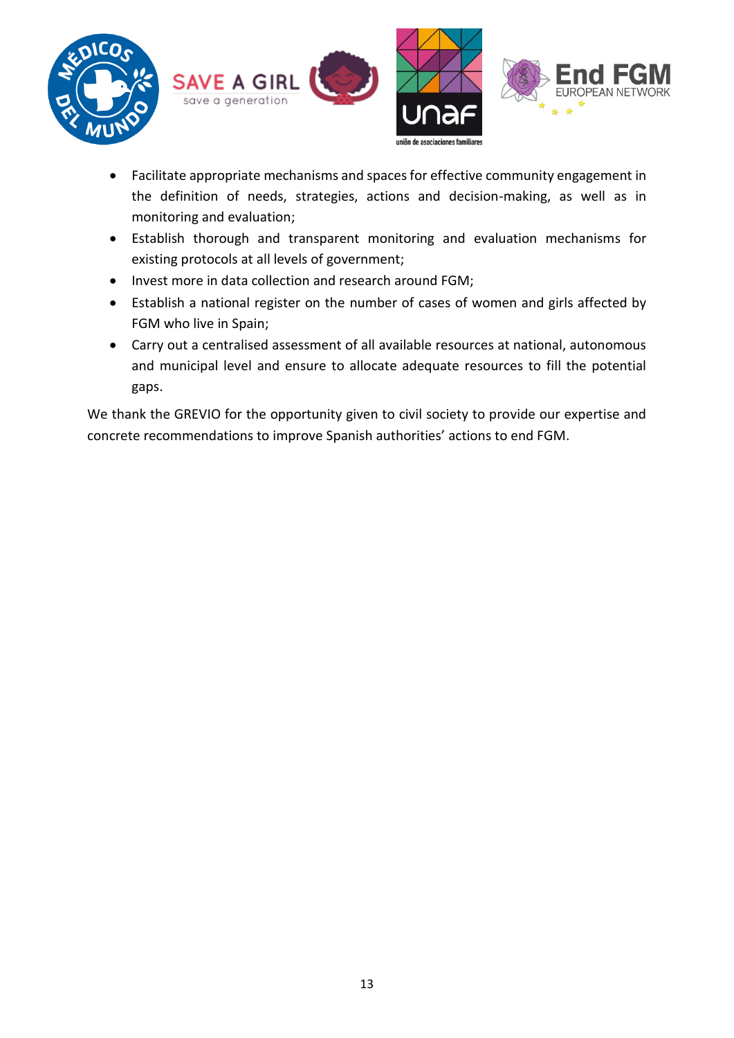- Facilitate appropriate mechanisms and spaces for effective community engagement in the definition of needs, strategies, actions and decision-making, as well as in monitoring and evaluation;
- Establish thorough and transparent monitoring and evaluation mechanisms for existing protocols at all levels of government;
- Invest more in data collection and research around FGM;
- Establish a national register on the number of cases of women and girls affected by FGM who live in Spain;
- Carry out a centralised assessment of all available resources at national, autonomous and municipal level and ensure to allocate adequate resources to fill the potential gaps.

We thank the GREVIO for the opportunity given to civil society to provide our expertise and concrete recommendations to improve Spanish authorities' actions to end FGM.